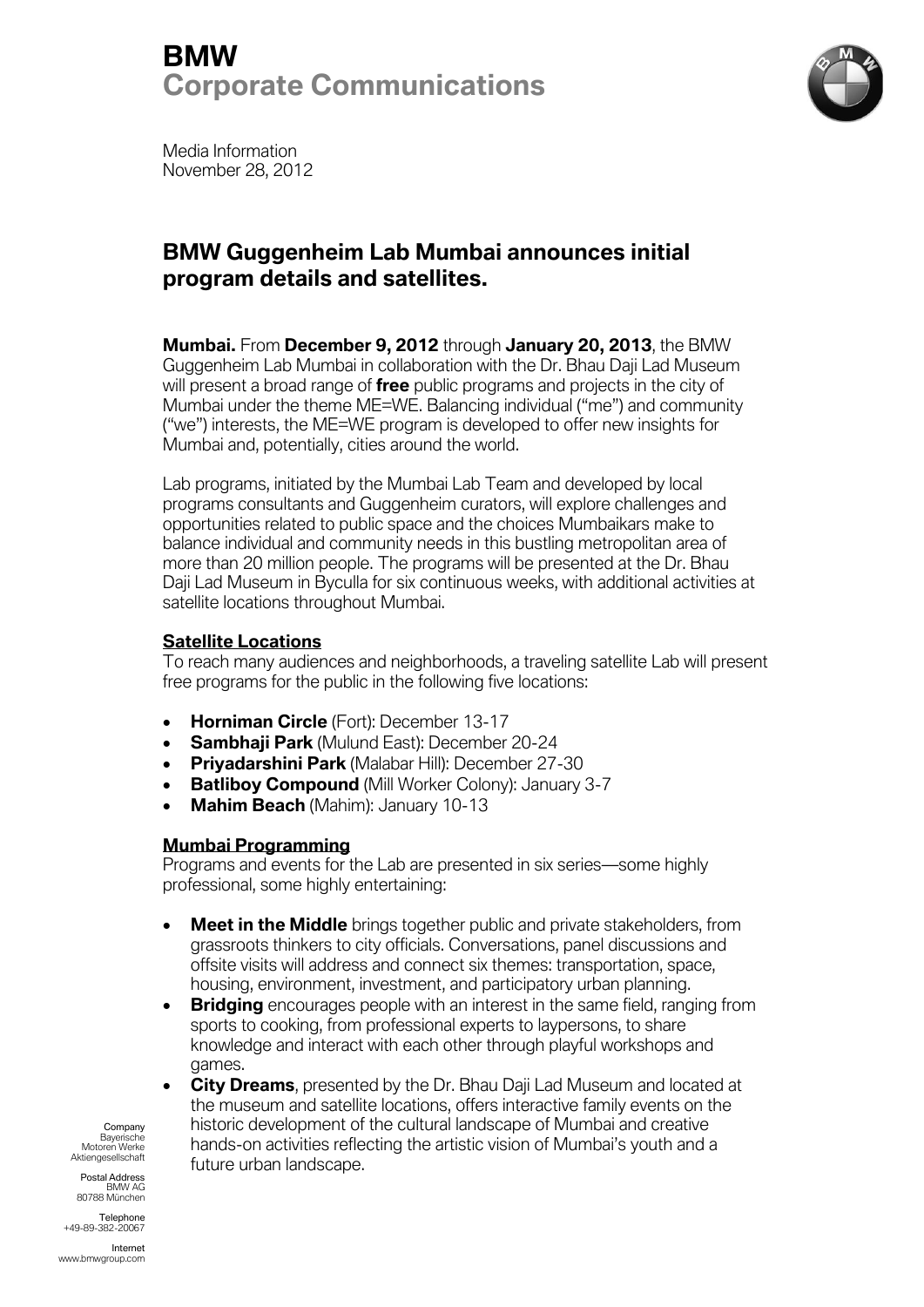# BMW
# Corporate Communications

Media Information
November 28, 2012

## BMW Guggenheim Lab Mumbai announces initial program details and satellites.

**Mumbai.** From **December 9, 2012** through **January 20, 2013**, the BMW Guggenheim Lab Mumbai in collaboration with the Dr. Bhau Daji Lad Museum will present a broad range of **free** public programs and projects in the city of Mumbai under the theme ME=WE. Balancing individual ("me") and community ("we") interests, the ME=WE program is developed to offer new insights for Mumbai and, potentially, cities around the world.

Lab programs, initiated by the Mumbai Lab Team and developed by local programs consultants and Guggenheim curators, will explore challenges and opportunities related to public space and the choices Mumbaikars make to balance individual and community needs in this bustling metropolitan area of more than 20 million people. The programs will be presented at the Dr. Bhau Daji Lad Museum in Byculla for six continuous weeks, with additional activities at satellite locations throughout Mumbai.

### Satellite Locations

To reach many audiences and neighborhoods, a traveling satellite Lab will present free programs for the public in the following five locations:

- **Horniman Circle** (Fort): December 13-17
- **Sambhaji Park** (Mulund East): December 20-24
- **Priyadarshini Park** (Malabar Hill): December 27-30
- **Batliboy Compound** (Mill Worker Colony): January 3-7
- **Mahim Beach** (Mahim): January 10-13

### Mumbai Programming

Programs and events for the Lab are presented in six series—some highly professional, some highly entertaining:

- **Meet in the Middle** brings together public and private stakeholders, from grassroots thinkers to city officials. Conversations, panel discussions and offsite visits will address and connect six themes: transportation, space, housing, environment, investment, and participatory urban planning.
- **Bridging** encourages people with an interest in the same field, ranging from sports to cooking, from professional experts to laypersons, to share knowledge and interact with each other through playful workshops and games.
- **City Dreams**, presented by the Dr. Bhau Daji Lad Museum and located at the museum and satellite locations, offers interactive family events on the historic development of the cultural landscape of Mumbai and creative hands-on activities reflecting the artistic vision of Mumbai's youth and a future urban landscape.

Company
Bayerische
Motoren Werke
Aktiengesellschaft

Postal Address
BMW AG
80788 München

Telephone
+49-89-382-20067

Internet
www.bmwgroup.com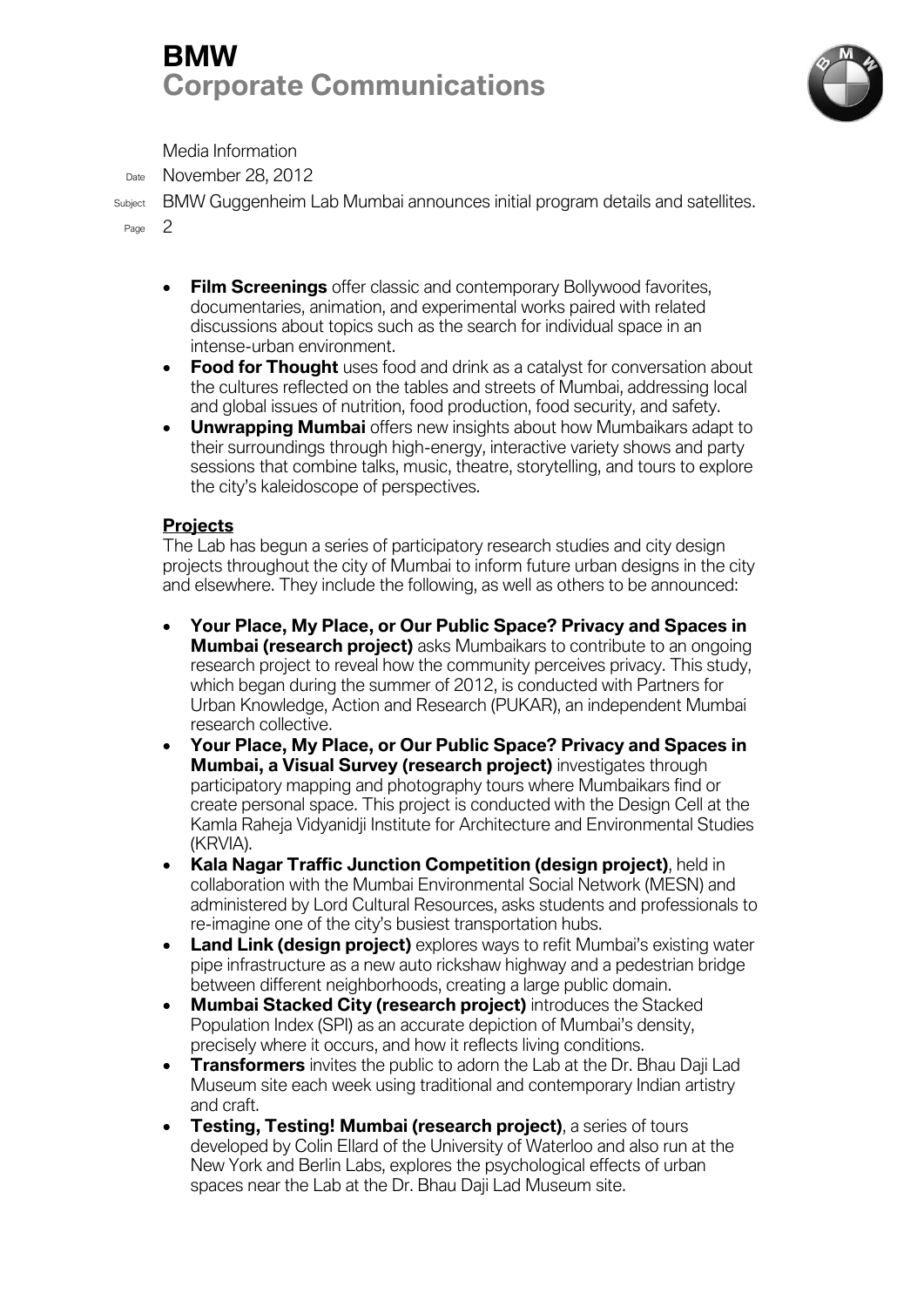- **Film Screenings** offer classic and contemporary Bollywood favorites, documentaries, animation, and experimental works paired with related discussions about topics such as the search for individual space in an intense-urban environment.
- **Food for Thought** uses food and drink as a catalyst for conversation about the cultures reflected on the tables and streets of Mumbai, addressing local and global issues of nutrition, food production, food security, and safety.
- **Unwrapping Mumbai** offers new insights about how Mumbaikars adapt to their surroundings through high-energy, interactive variety shows and party sessions that combine talks, music, theatre, storytelling, and tours to explore the city's kaleidoscope of perspectives.

**Projects**

The Lab has begun a series of participatory research studies and city design projects throughout the city of Mumbai to inform future urban designs in the city and elsewhere. They include the following, as well as others to be announced:

- **Your Place, My Place, or Our Public Space? Privacy and Spaces in Mumbai (research project)** asks Mumbaikars to contribute to an ongoing research project to reveal how the community perceives privacy. This study, which began during the summer of 2012, is conducted with Partners for Urban Knowledge, Action and Research (PUKAR), an independent Mumbai research collective.
- **Your Place, My Place, or Our Public Space? Privacy and Spaces in Mumbai, a Visual Survey (research project)** investigates through participatory mapping and photography tours where Mumbaikars find or create personal space. This project is conducted with the Design Cell at the Kamla Raheja Vidyanidji Institute for Architecture and Environmental Studies (KRVIA).
- **Kala Nagar Traffic Junction Competition (design project)**, held in collaboration with the Mumbai Environmental Social Network (MESN) and administered by Lord Cultural Resources, asks students and professionals to re-imagine one of the city's busiest transportation hubs.
- **Land Link (design project)** explores ways to refit Mumbai's existing water pipe infrastructure as a new auto rickshaw highway and a pedestrian bridge between different neighborhoods, creating a large public domain.
- **Mumbai Stacked City (research project)** introduces the Stacked Population Index (SPI) as an accurate depiction of Mumbai's density, precisely where it occurs, and how it reflects living conditions.
- **Transformers** invites the public to adorn the Lab at the Dr. Bhau Daji Lad Museum site each week using traditional and contemporary Indian artistry and craft.
- **Testing, Testing! Mumbai (research project)**, a series of tours developed by Colin Ellard of the University of Waterloo and also run at the New York and Berlin Labs, explores the psychological effects of urban spaces near the Lab at the Dr. Bhau Daji Lad Museum site.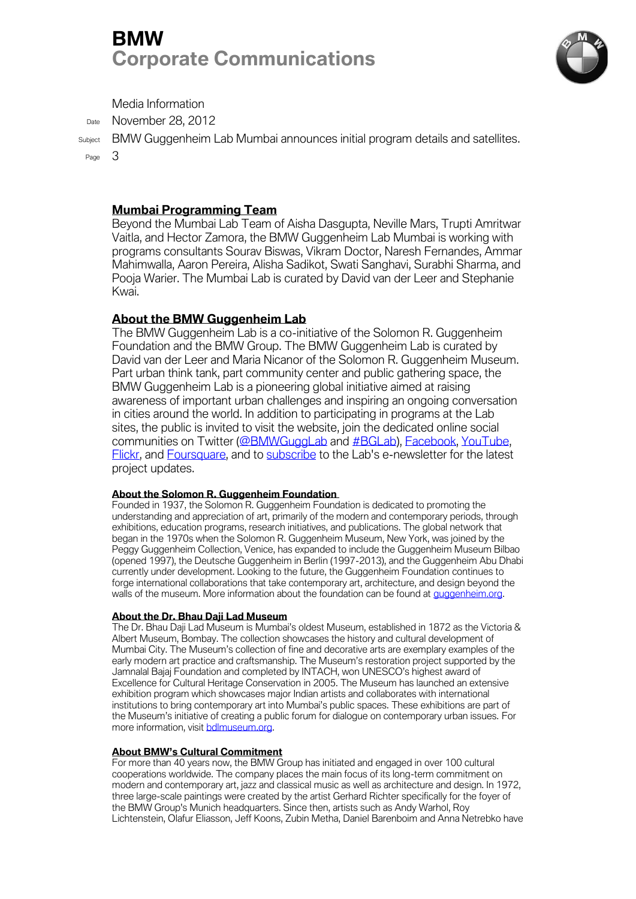## Mumbai Programming Team

Beyond the Mumbai Lab Team of Aisha Dasgupta, Neville Mars, Trupti Amritwar Vaitla, and Hector Zamora, the BMW Guggenheim Lab Mumbai is working with programs consultants Sourav Biswas, Vikram Doctor, Naresh Fernandes, Ammar Mahimwalla, Aaron Pereira, Alisha Sadikot, Swati Sanghavi, Surabhi Sharma, and Pooja Warier. The Mumbai Lab is curated by David van der Leer and Stephanie Kwai.

## About the BMW Guggenheim Lab

The BMW Guggenheim Lab is a co-initiative of the Solomon R. Guggenheim Foundation and the BMW Group. The BMW Guggenheim Lab is curated by David van der Leer and Maria Nicanor of the Solomon R. Guggenheim Museum. Part urban think tank, part community center and public gathering space, the BMW Guggenheim Lab is a pioneering global initiative aimed at raising awareness of important urban challenges and inspiring an ongoing conversation in cities around the world. In addition to participating in programs at the Lab sites, the public is invited to visit the website, join the dedicated online social communities on Twitter (@BMWGuggLab and #BGLab), Facebook, YouTube, Flickr, and Foursquare, and to subscribe to the Lab's e-newsletter for the latest project updates.

### About the Solomon R. Guggenheim Foundation

Founded in 1937, the Solomon R. Guggenheim Foundation is dedicated to promoting the understanding and appreciation of art, primarily of the modern and contemporary periods, through exhibitions, education programs, research initiatives, and publications. The global network that began in the 1970s when the Solomon R. Guggenheim Museum, New York, was joined by the Peggy Guggenheim Collection, Venice, has expanded to include the Guggenheim Museum Bilbao (opened 1997), the Deutsche Guggenheim in Berlin (1997-2013), and the Guggenheim Abu Dhabi currently under development. Looking to the future, the Guggenheim Foundation continues to forge international collaborations that take contemporary art, architecture, and design beyond the walls of the museum. More information about the foundation can be found at guggenheim.org.

### About the Dr. Bhau Daji Lad Museum

The Dr. Bhau Daji Lad Museum is Mumbai's oldest Museum, established in 1872 as the Victoria & Albert Museum, Bombay. The collection showcases the history and cultural development of Mumbai City. The Museum's collection of fine and decorative arts are exemplary examples of the early modern art practice and craftsmanship. The Museum's restoration project supported by the Jamnalal Bajaj Foundation and completed by INTACH, won UNESCO's highest award of Excellence for Cultural Heritage Conservation in 2005. The Museum has launched an extensive exhibition program which showcases major Indian artists and collaborates with international institutions to bring contemporary art into Mumbai's public spaces. These exhibitions are part of the Museum's initiative of creating a public forum for dialogue on contemporary urban issues. For more information, visit bdlmuseum.org.

### About BMW's Cultural Commitment

For more than 40 years now, the BMW Group has initiated and engaged in over 100 cultural cooperations worldwide. The company places the main focus of its long-term commitment on modern and contemporary art, jazz and classical music as well as architecture and design. In 1972, three large-scale paintings were created by the artist Gerhard Richter specifically for the foyer of the BMW Group's Munich headquarters. Since then, artists such as Andy Warhol, Roy Lichtenstein, Olafur Eliasson, Jeff Koons, Zubin Metha, Daniel Barenboim and Anna Netrebko have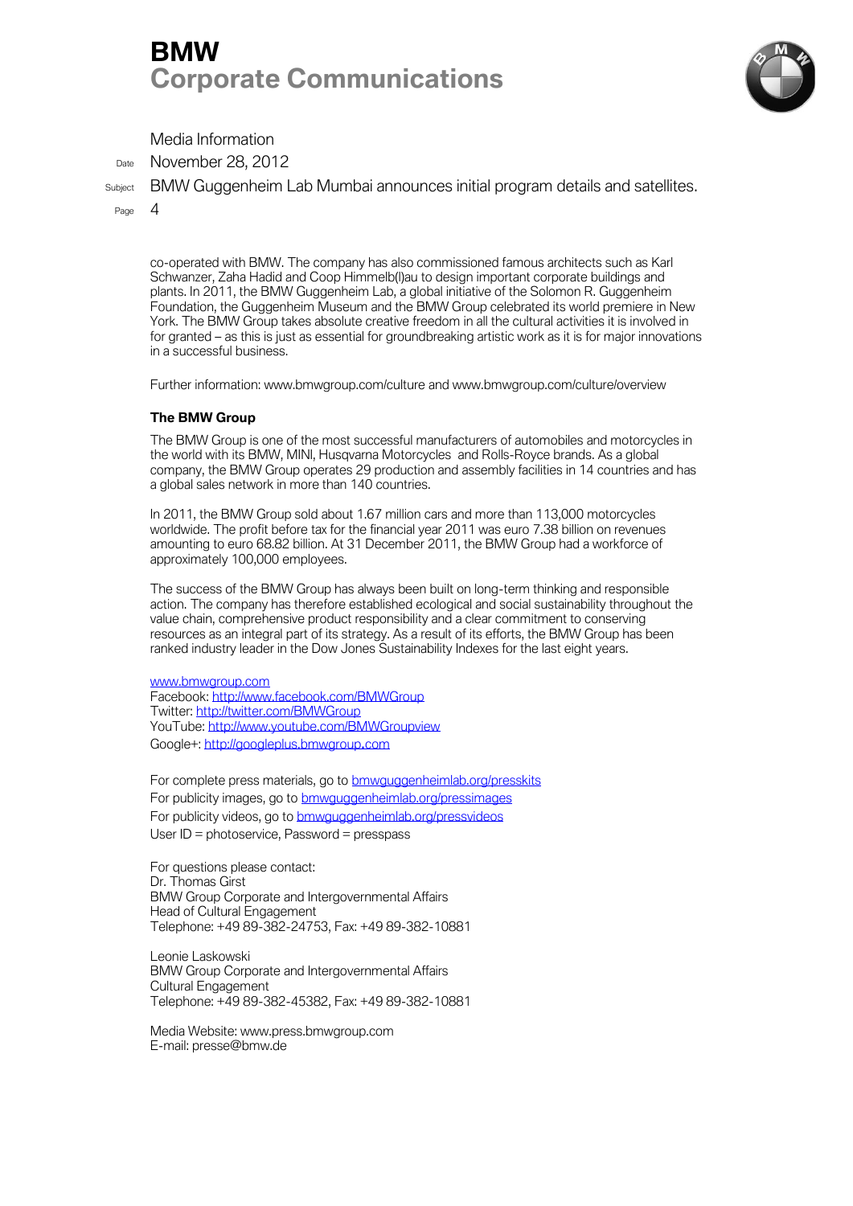co-operated with BMW. The company has also commissioned famous architects such as Karl Schwanzer, Zaha Hadid and Coop Himmelb(l)au to design important corporate buildings and plants. In 2011, the BMW Guggenheim Lab, a global initiative of the Solomon R. Guggenheim Foundation, the Guggenheim Museum and the BMW Group celebrated its world premiere in New York. The BMW Group takes absolute creative freedom in all the cultural activities it is involved in for granted – as this is just as essential for groundbreaking artistic work as it is for major innovations in a successful business.

Further information: www.bmwgroup.com/culture and www.bmwgroup.com/culture/overview

**The BMW Group**

The BMW Group is one of the most successful manufacturers of automobiles and motorcycles in the world with its BMW, MINI, Husqvarna Motorcycles and Rolls-Royce brands. As a global company, the BMW Group operates 29 production and assembly facilities in 14 countries and has a global sales network in more than 140 countries.

In 2011, the BMW Group sold about 1.67 million cars and more than 113,000 motorcycles worldwide. The profit before tax for the financial year 2011 was euro 7.38 billion on revenues amounting to euro 68.82 billion. At 31 December 2011, the BMW Group had a workforce of approximately 100,000 employees.

The success of the BMW Group has always been built on long-term thinking and responsible action. The company has therefore established ecological and social sustainability throughout the value chain, comprehensive product responsibility and a clear commitment to conserving resources as an integral part of its strategy. As a result of its efforts, the BMW Group has been ranked industry leader in the Dow Jones Sustainability Indexes for the last eight years.

www.bmwgroup.com
Facebook: http://www.facebook.com/BMWGroup
Twitter: http://twitter.com/BMWGroup
YouTube: http://www.youtube.com/BMWGroupview
Google+: http://googleplus.bmwgroup.com

For complete press materials, go to bmwguggenheimlab.org/presskits
For publicity images, go to bmwguggenheimlab.org/pressimages
For publicity videos, go to bmwguggenheimlab.org/pressvideos
User ID = photoservice, Password = presspass

For questions please contact:
Dr. Thomas Girst
BMW Group Corporate and Intergovernmental Affairs
Head of Cultural Engagement
Telephone: +49 89-382-24753, Fax: +49 89-382-10881

Leonie Laskowski
BMW Group Corporate and Intergovernmental Affairs
Cultural Engagement
Telephone: +49 89-382-45382, Fax: +49 89-382-10881

Media Website: www.press.bmwgroup.com
E-mail: presse@bmw.de